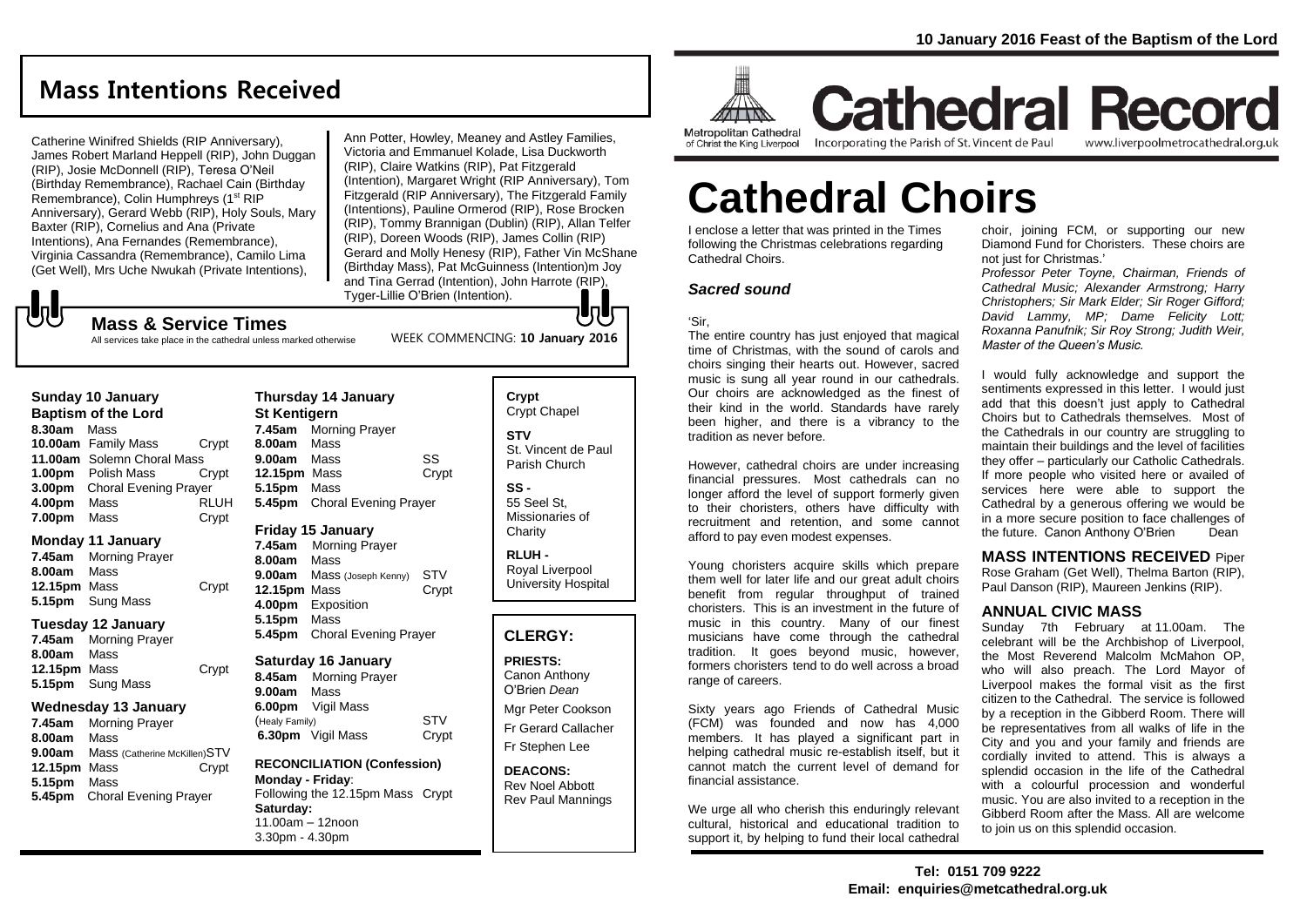10 January 2016 Feast of the Baptism of the Lord

## Mass Intentions Received

Catherine Winifred Shields (RIP Anniversary), James Robert Marland Heppell (RIP), John Duggan (RIP), Josie McDonnell (RIP), Teresa O'Neil (Birthday Remembrance), Rachael Cain (Birthday Remembrance), Colin Humphreys (1st RIP Anniversary), Gerard Webb (RIP), Holy Souls, Mary Baxter (RIP), Cornelius and Ana (Private Intentions), Ana Fernandes (Remembrance), Virginia Cassandra (Remembrance), Camilo Lima (Get Well), Mrs Uche Nwukah (Private Intentions), Ann Potter, Howley, Meaney and Astley Families, Victoria and Emmanuel Kolade, Lisa Duckworth (RIP), Claire Watkins (RIP), Pat Fitzgerald (Intention), Margaret Wright (RIP Anniversary), Tom Fitzgerald (RIP Anniversary), The Fitzgerald Family (Intentions), Pauline Ormerod (RIP), Rose Brocken (RIP), Tommy Brannigan (Dublin) (RIP), Allan Telfer (RIP), Doreen Woods (RIP), James Collin (RIP) Gerard and Molly Henesy (RIP), Father Vin McShane (Birthday Mass), Pat McGuinness (Intention)m Joy and Tina Gerrad (Intention), John Harrote (RIP), Tyger-Lillie O'Brien (Intention).

### Mass & Service Times

All services take place in the cathedral unless marked otherwise

WEEK COMMENCING: **10 January 2016**

**Sunday 10 January**
**Baptism of the Lord**
**8.30am** Mass
**10.00am** Family Mass — Crypt
**11.00am** Solemn Choral Mass
**1.00pm** Polish Mass — Crypt
**3.00pm** Choral Evening Prayer
**4.00pm** Mass — RLUH
**7.00pm** Mass — Crypt

**Monday 11 January**
**7.45am** Morning Prayer
**8.00am** Mass
**12.15pm** Mass — Crypt
**5.15pm** Sung Mass

**Tuesday 12 January**
**7.45am** Morning Prayer
**8.00am** Mass
**12.15pm** Mass — Crypt
**5.15pm** Sung Mass

**Wednesday 13 January**
**7.45am** Morning Prayer
**8.00am** Mass
**9.00am** Mass (Catherine McKillen) — STV
**12.15pm** Mass — Crypt
**5.15pm** Mass
**5.45pm** Choral Evening Prayer

**Thursday 14 January**
**St Kentigern**
**7.45am** Morning Prayer
**8.00am** Mass
**9.00am** Mass — SS
**12.15pm** Mass — Crypt
**5.15pm** Mass
**5.45pm** Choral Evening Prayer

**Friday 15 January**
**7.45am** Morning Prayer
**8.00am** Mass
**9.00am** Mass (Joseph Kenny) — STV
**12.15pm** Mass — Crypt
**4.00pm** Exposition
**5.15pm** Mass
**5.45pm** Choral Evening Prayer

**Saturday 16 January**
**8.45am** Morning Prayer
**9.00am** Mass
**6.00pm** Vigil Mass (Healy Family) — STV
**6.30pm** Vigil Mass — Crypt

**RECONCILIATION (Confession)**
**Monday - Friday**:
Following the 12.15pm Mass — Crypt
**Saturday:**
11.00am – 12noon
3.30pm - 4.30pm

**Crypt**
Crypt Chapel

**STV**
St. Vincent de Paul Parish Church

**SS -**
55 Seel St, Missionaries of Charity

**RLUH -**
Royal Liverpool University Hospital

### CLERGY:

**PRIESTS:**
Canon Anthony O'Brien *Dean*
Mgr Peter Cookson
Fr Gerard Callacher
Fr Stephen Lee

**DEACONS:**
Rev Noel Abbott
Rev Paul Mannings

Metropolitan Cathedral of Christ the King Liverpool

# Cathedral Record

Incorporating the Parish of St. Vincent de Paul — www.liverpoolmetrocathedral.org.uk

# Cathedral Choirs

I enclose a letter that was printed in the Times following the Christmas celebrations regarding Cathedral Choirs.

### *Sacred sound*

'Sir,
The entire country has just enjoyed that magical time of Christmas, with the sound of carols and choirs singing their hearts out. However, sacred music is sung all year round in our cathedrals. Our choirs are acknowledged as the finest of their kind in the world. Standards have rarely been higher, and there is a vibrancy to the tradition as never before.

However, cathedral choirs are under increasing financial pressures. Most cathedrals can no longer afford the level of support formerly given to their choristers, others have difficulty with recruitment and retention, and some cannot afford to pay even modest expenses.

Young choristers acquire skills which prepare them well for later life and our great adult choirs benefit from regular throughput of trained choristers. This is an investment in the future of music in this country. Many of our finest musicians have come through the cathedral tradition. It goes beyond music, however, formers choristers tend to do well across a broad range of careers.

Sixty years ago Friends of Cathedral Music (FCM) was founded and now has 4,000 members. It has played a significant part in helping cathedral music re-establish itself, but it cannot match the current level of demand for financial assistance.

We urge all who cherish this enduringly relevant cultural, historical and educational tradition to support it, by helping to fund their local cathedral choir, joining FCM, or supporting our new Diamond Fund for Choristers. These choirs are not just for Christmas.'

*Professor Peter Toyne, Chairman, Friends of Cathedral Music; Alexander Armstrong; Harry Christophers; Sir Mark Elder; Sir Roger Gifford; David Lammy, MP; Dame Felicity Lott; Roxanna Panufnik; Sir Roy Strong; Judith Weir, Master of the Queen's Music.*

I would fully acknowledge and support the sentiments expressed in this letter. I would just add that this doesn't just apply to Cathedral Choirs but to Cathedrals themselves. Most of the Cathedrals in our country are struggling to maintain their buildings and the level of facilities they offer – particularly our Catholic Cathedrals. If more people who visited here or availed of services here were able to support the Cathedral by a generous offering we would be in a more secure position to face challenges of the future. Canon Anthony O'Brien Dean

**MASS INTENTIONS RECEIVED** Piper Rose Graham (Get Well), Thelma Barton (RIP), Paul Danson (RIP), Maureen Jenkins (RIP).

### ANNUAL CIVIC MASS

Sunday 7th February at 11.00am. The celebrant will be the Archbishop of Liverpool, the Most Reverend Malcolm McMahon OP, who will also preach. The Lord Mayor of Liverpool makes the formal visit as the first citizen to the Cathedral. The service is followed by a reception in the Gibberd Room. There will be representatives from all walks of life in the City and you and your family and friends are cordially invited to attend. This is always a splendid occasion in the life of the Cathedral with a colourful procession and wonderful music. You are also invited to a reception in the Gibberd Room after the Mass. All are welcome to join us on this splendid occasion.

**Tel: 0151 709 9222**
**Email: enquiries@metcathedral.org.uk**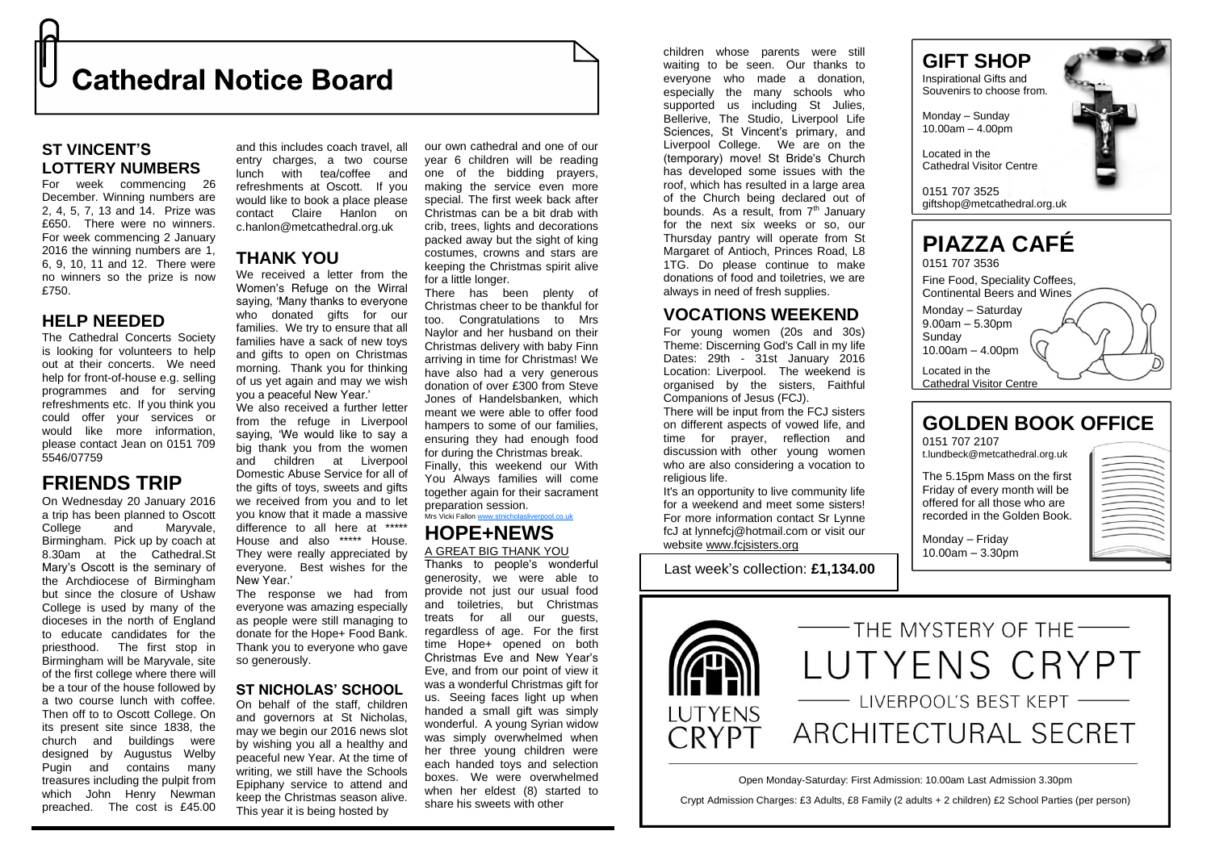# Cathedral Notice Board

## ST VINCENT'S LOTTERY NUMBERS

For week commencing 26 December. Winning numbers are 2, 4, 5, 7, 13 and 14. Prize was £650. There were no winners. For week commencing 2 January 2016 the winning numbers are 1, 6, 9, 10, 11 and 12. There were no winners so the prize is now £750.

## HELP NEEDED

The Cathedral Concerts Society is looking for volunteers to help out at their concerts. We need help for front-of-house e.g. selling programmes and for serving refreshments etc. If you think you could offer your services or would like more information, please contact Jean on 0151 709 5546/07759

## FRIENDS TRIP

On Wednesday 20 January 2016 a trip has been planned to Oscott College and Maryvale, Birmingham. Pick up by coach at 8.30am at the Cathedral.St Mary's Oscott is the seminary of the Archdiocese of Birmingham but since the closure of Ushaw College is used by many of the dioceses in the north of England to educate candidates for the priesthood. The first stop in Birmingham will be Maryvale, site of the first college where there will be a tour of the house followed by a two course lunch with coffee. Then off to to Oscott College. On its present site since 1838, the church and buildings were designed by Augustus Welby Pugin and contains many treasures including the pulpit from which John Henry Newman preached. The cost is £45.00 and this includes coach travel, all entry charges, a two course lunch with tea/coffee and refreshments at Oscott. If you would like to book a place please contact Claire Hanlon on c.hanlon@metcathedral.org.uk

## THANK YOU

We received a letter from the Women's Refuge on the Wirral saying, 'Many thanks to everyone who donated gifts for our families. We try to ensure that all families have a sack of new toys and gifts to open on Christmas morning. Thank you for thinking of us yet again and may we wish you a peaceful New Year.'

We also received a further letter from the refuge in Liverpool saying, 'We would like to say a big thank you from the women and children at Liverpool Domestic Abuse Service for all of the gifts of toys, sweets and gifts we received from you and to let you know that it made a massive difference to all here at ***** House and also ***** House. They were really appreciated by everyone. Best wishes for the New Year.'

The response we had from everyone was amazing especially as people were still managing to donate for the Hope+ Food Bank. Thank you to everyone who gave so generously.

### ST NICHOLAS' SCHOOL

On behalf of the staff, children and governors at St Nicholas, may we begin our 2016 news slot by wishing you all a healthy and peaceful new Year. At the time of writing, we still have the Schools Epiphany service to attend and keep the Christmas season alive. This year it is being hosted by our own cathedral and one of our year 6 children will be reading one of the bidding prayers, making the service even more special. The first week back after Christmas can be a bit drab with crib, trees, lights and decorations packed away but the sight of king costumes, crowns and stars are keeping the Christmas spirit alive for a little longer.

There has been plenty of Christmas cheer to be thankful for too. Congratulations to Mrs Naylor and her husband on their Christmas delivery with baby Finn arriving in time for Christmas! We have also had a very generous donation of over £300 from Steve Jones of Handelsbanken, which meant we were able to offer food hampers to some of our families, ensuring they had enough food for during the Christmas break.

Finally, this weekend our With You Always families will come together again for their sacrament preparation session.

Mrs Vicki Fallon www.stnicholasliverpool.co.uk

## HOPE+NEWS

A GREAT BIG THANK YOU

Thanks to people's wonderful generosity, we were able to provide not just our usual food and toiletries, but Christmas treats for all our guests, regardless of age. For the first time Hope+ opened on both Christmas Eve and New Year's Eve, and from our point of view it was a wonderful Christmas gift for us. Seeing faces light up when handed a small gift was simply wonderful. A young Syrian widow was simply overwhelmed when her three young children were each handed toys and selection boxes. We were overwhelmed when her eldest (8) started to share his sweets with other children whose parents were still waiting to be seen. Our thanks to everyone who made a donation, especially the many schools who supported us including St Julies, Bellerive, The Studio, Liverpool Life Sciences, St Vincent's primary, and Liverpool College. We are on the (temporary) move! St Bride's Church has developed some issues with the roof, which has resulted in a large area of the Church being declared out of bounds. As a result, from 7th January for the next six weeks or so, our Thursday pantry will operate from St Margaret of Antioch, Princes Road, L8 1TG. Do please continue to make donations of food and toiletries, we are always in need of fresh supplies.

## VOCATIONS WEEKEND

For young women (20s and 30s) Theme: Discerning God's Call in my life Dates: 29th - 31st January 2016 Location: Liverpool. The weekend is organised by the sisters, Faithful Companions of Jesus (FCJ).

There will be input from the FCJ sisters on different aspects of vowed life, and time for prayer, reflection and discussion with other young women who are also considering a vocation to religious life.

It's an opportunity to live community life for a weekend and meet some sisters! For more information contact Sr Lynne fcJ at lynnefcj@hotmail.com or visit our website www.fcjsisters.org

Last week's collection: **£1,134.00**

## GIFT SHOP

Inspirational Gifts and Souvenirs to choose from.

Monday – Sunday
10.00am – 4.00pm

Located in the Cathedral Visitor Centre

0151 707 3525
giftshop@metcathedral.org.uk

## PIAZZA CAFÉ

0151 707 3536

Fine Food, Speciality Coffees, Continental Beers and Wines

Monday – Saturday
9.00am – 5.30pm
Sunday
10.00am – 4.00pm

Located in the Cathedral Visitor Centre

## GOLDEN BOOK OFFICE

0151 707 2107
t.lundbeck@metcathedral.org.uk

The 5.15pm Mass on the first Friday of every month will be offered for all those who are recorded in the Golden Book.

Monday – Friday
10.00am – 3.30pm

LUTYENS CRYPT

THE MYSTERY OF THE
LUTYENS CRYPT
LIVERPOOL'S BEST KEPT
ARCHITECTURAL SECRET

Open Monday-Saturday: First Admission: 10.00am Last Admission 3.30pm

Crypt Admission Charges: £3 Adults, £8 Family (2 adults + 2 children) £2 School Parties (per person)